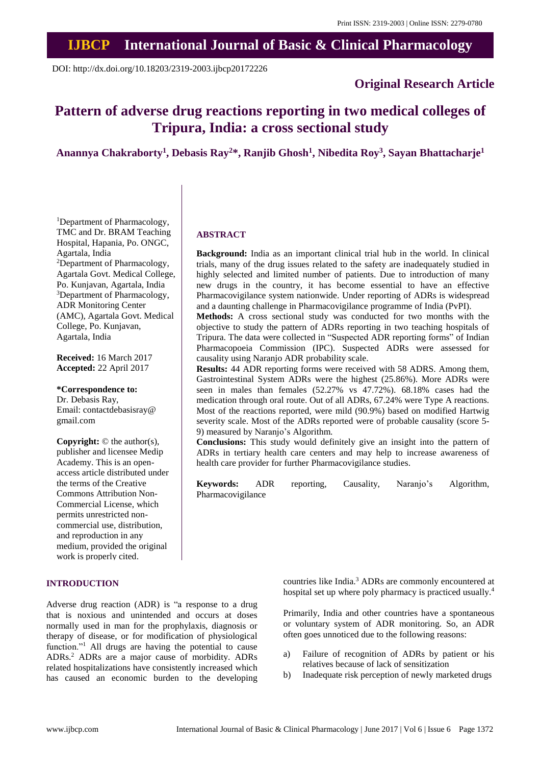Print ISSN: 2319-2003 | Online ISSN: 2279-0780

# IJBCP International Journal of Basic & Clinical Pharmacology

DOI: http://dx.doi.org/10.18203/2319-2003.ijbcp20172226

**Original Research Article**

# Pattern of adverse drug reactions reporting in two medical colleges of Tripura, India: a cross sectional study

**Anannya Chakraborty[1], Debasis Ray[2]*, Ranjib Ghosh[1], Nibedita Roy[3], Sayan Bhattacharje[1]**

[1]Department of Pharmacology, TMC and Dr. BRAM Teaching Hospital, Hapania, Po. ONGC, Agartala, India
[2]Department of Pharmacology, Agartala Govt. Medical College, Po. Kunjavan, Agartala, India
[3]Department of Pharmacology, ADR Monitoring Center (AMC), Agartala Govt. Medical College, Po. Kunjavan, Agartala, India

**Received:** 16 March 2017
**Accepted:** 22 April 2017

**\*Correspondence to:**
Dr. Debasis Ray,
Email: contactdebasisray@gmail.com

**Copyright:** © the author(s), publisher and licensee Medip Academy. This is an open-access article distributed under the terms of the Creative Commons Attribution Non-Commercial License, which permits unrestricted non-commercial use, distribution, and reproduction in any medium, provided the original work is properly cited.

## ABSTRACT

**Background:** India as an important clinical trial hub in the world. In clinical trials, many of the drug issues related to the safety are inadequately studied in highly selected and limited number of patients. Due to introduction of many new drugs in the country, it has become essential to have an effective Pharmacovigilance system nationwide. Under reporting of ADRs is widespread and a daunting challenge in Pharmacovigilance programme of India (PvPI).

**Methods:** A cross sectional study was conducted for two months with the objective to study the pattern of ADRs reporting in two teaching hospitals of Tripura. The data were collected in "Suspected ADR reporting forms" of Indian Pharmacopoeia Commission (IPC). Suspected ADRs were assessed for causality using Naranjo ADR probability scale.

**Results:** 44 ADR reporting forms were received with 58 ADRS. Among them, Gastrointestinal System ADRs were the highest (25.86%). More ADRs were seen in males than females (52.27% vs 47.72%). 68.18% cases had the medication through oral route. Out of all ADRs, 67.24% were Type A reactions. Most of the reactions reported, were mild (90.9%) based on modified Hartwig severity scale. Most of the ADRs reported were of probable causality (score 5-9) measured by Naranjo's Algorithm.

**Conclusions:** This study would definitely give an insight into the pattern of ADRs in tertiary health care centers and may help to increase awareness of health care provider for further Pharmacovigilance studies.

**Keywords:** ADR reporting, Causality, Naranjo's Algorithm, Pharmacovigilance

## INTRODUCTION

Adverse drug reaction (ADR) is "a response to a drug that is noxious and unintended and occurs at doses normally used in man for the prophylaxis, diagnosis or therapy of disease, or for modification of physiological function."[1] All drugs are having the potential to cause ADRs.[2] ADRs are a major cause of morbidity. ADRs related hospitalizations have consistently increased which has caused an economic burden to the developing countries like India.[3] ADRs are commonly encountered at hospital set up where poly pharmacy is practiced usually.[4]

Primarily, India and other countries have a spontaneous or voluntary system of ADR monitoring. So, an ADR often goes unnoticed due to the following reasons:

a) Failure of recognition of ADRs by patient or his relatives because of lack of sensitization
b) Inadequate risk perception of newly marketed drugs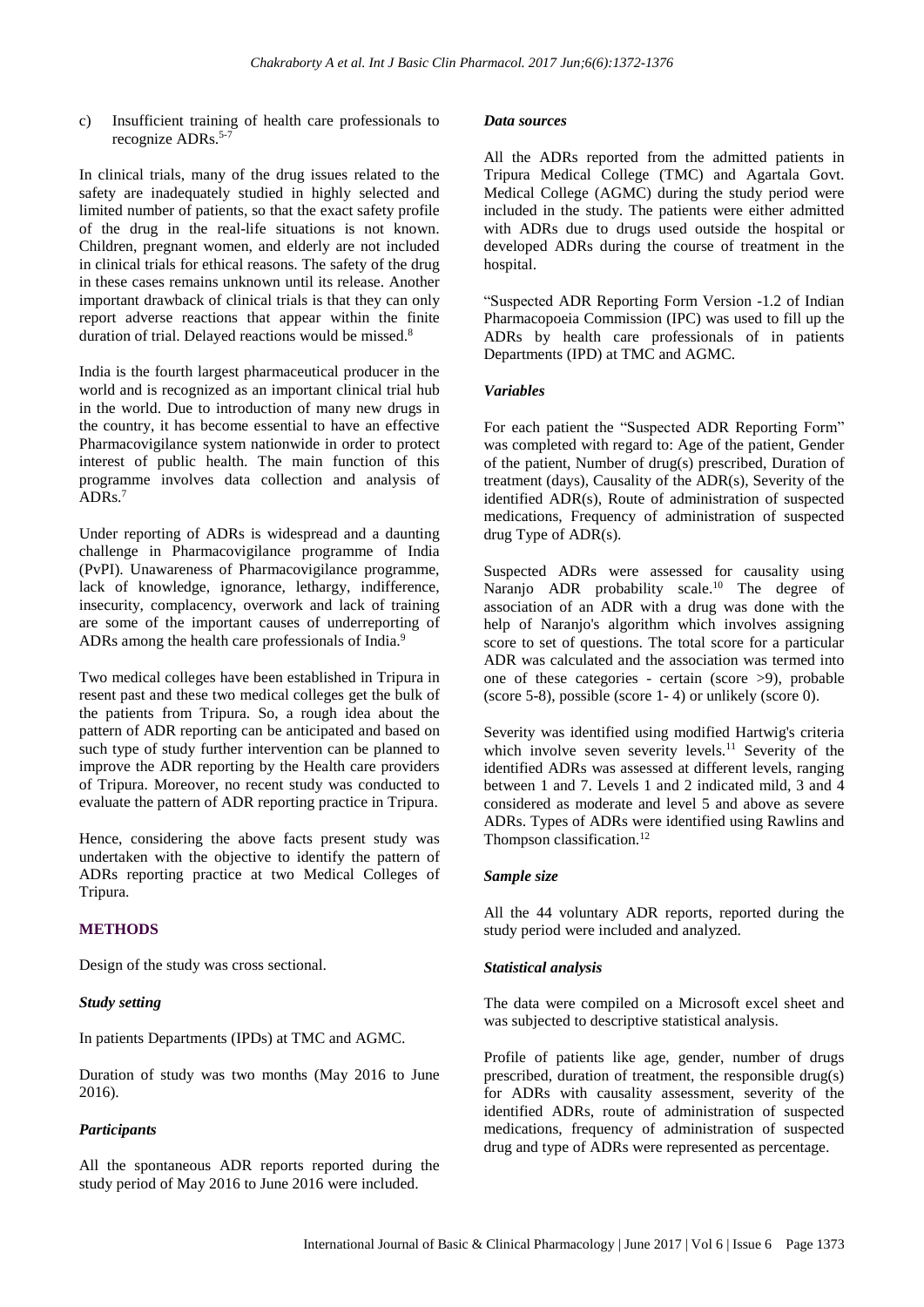c) Insufficient training of health care professionals to recognize ADRs.[5-7]

In clinical trials, many of the drug issues related to the safety are inadequately studied in highly selected and limited number of patients, so that the exact safety profile of the drug in the real-life situations is not known. Children, pregnant women, and elderly are not included in clinical trials for ethical reasons. The safety of the drug in these cases remains unknown until its release. Another important drawback of clinical trials is that they can only report adverse reactions that appear within the finite duration of trial. Delayed reactions would be missed.[8]

India is the fourth largest pharmaceutical producer in the world and is recognized as an important clinical trial hub in the world. Due to introduction of many new drugs in the country, it has become essential to have an effective Pharmacovigilance system nationwide in order to protect interest of public health. The main function of this programme involves data collection and analysis of ADRs.[7]

Under reporting of ADRs is widespread and a daunting challenge in Pharmacovigilance programme of India (PvPI). Unawareness of Pharmacovigilance programme, lack of knowledge, ignorance, lethargy, indifference, insecurity, complacency, overwork and lack of training are some of the important causes of underreporting of ADRs among the health care professionals of India.[9]

Two medical colleges have been established in Tripura in resent past and these two medical colleges get the bulk of the patients from Tripura. So, a rough idea about the pattern of ADR reporting can be anticipated and based on such type of study further intervention can be planned to improve the ADR reporting by the Health care providers of Tripura. Moreover, no recent study was conducted to evaluate the pattern of ADR reporting practice in Tripura.

Hence, considering the above facts present study was undertaken with the objective to identify the pattern of ADRs reporting practice at two Medical Colleges of Tripura.

## METHODS

Design of the study was cross sectional.

### *Study setting*

In patients Departments (IPDs) at TMC and AGMC.

Duration of study was two months (May 2016 to June 2016).

### *Participants*

All the spontaneous ADR reports reported during the study period of May 2016 to June 2016 were included.

### *Data sources*

All the ADRs reported from the admitted patients in Tripura Medical College (TMC) and Agartala Govt. Medical College (AGMC) during the study period were included in the study. The patients were either admitted with ADRs due to drugs used outside the hospital or developed ADRs during the course of treatment in the hospital.

"Suspected ADR Reporting Form Version -1.2 of Indian Pharmacopoeia Commission (IPC) was used to fill up the ADRs by health care professionals of in patients Departments (IPD) at TMC and AGMC.

### *Variables*

For each patient the "Suspected ADR Reporting Form" was completed with regard to: Age of the patient, Gender of the patient, Number of drug(s) prescribed, Duration of treatment (days), Causality of the ADR(s), Severity of the identified ADR(s), Route of administration of suspected medications, Frequency of administration of suspected drug Type of ADR(s).

Suspected ADRs were assessed for causality using Naranjo ADR probability scale.[10] The degree of association of an ADR with a drug was done with the help of Naranjo's algorithm which involves assigning score to set of questions. The total score for a particular ADR was calculated and the association was termed into one of these categories - certain (score >9), probable (score 5-8), possible (score 1- 4) or unlikely (score 0).

Severity was identified using modified Hartwig's criteria which involve seven severity levels.[11] Severity of the identified ADRs was assessed at different levels, ranging between 1 and 7. Levels 1 and 2 indicated mild, 3 and 4 considered as moderate and level 5 and above as severe ADRs. Types of ADRs were identified using Rawlins and Thompson classification.[12]

### *Sample size*

All the 44 voluntary ADR reports, reported during the study period were included and analyzed.

### *Statistical analysis*

The data were compiled on a Microsoft excel sheet and was subjected to descriptive statistical analysis.

Profile of patients like age, gender, number of drugs prescribed, duration of treatment, the responsible drug(s) for ADRs with causality assessment, severity of the identified ADRs, route of administration of suspected medications, frequency of administration of suspected drug and type of ADRs were represented as percentage.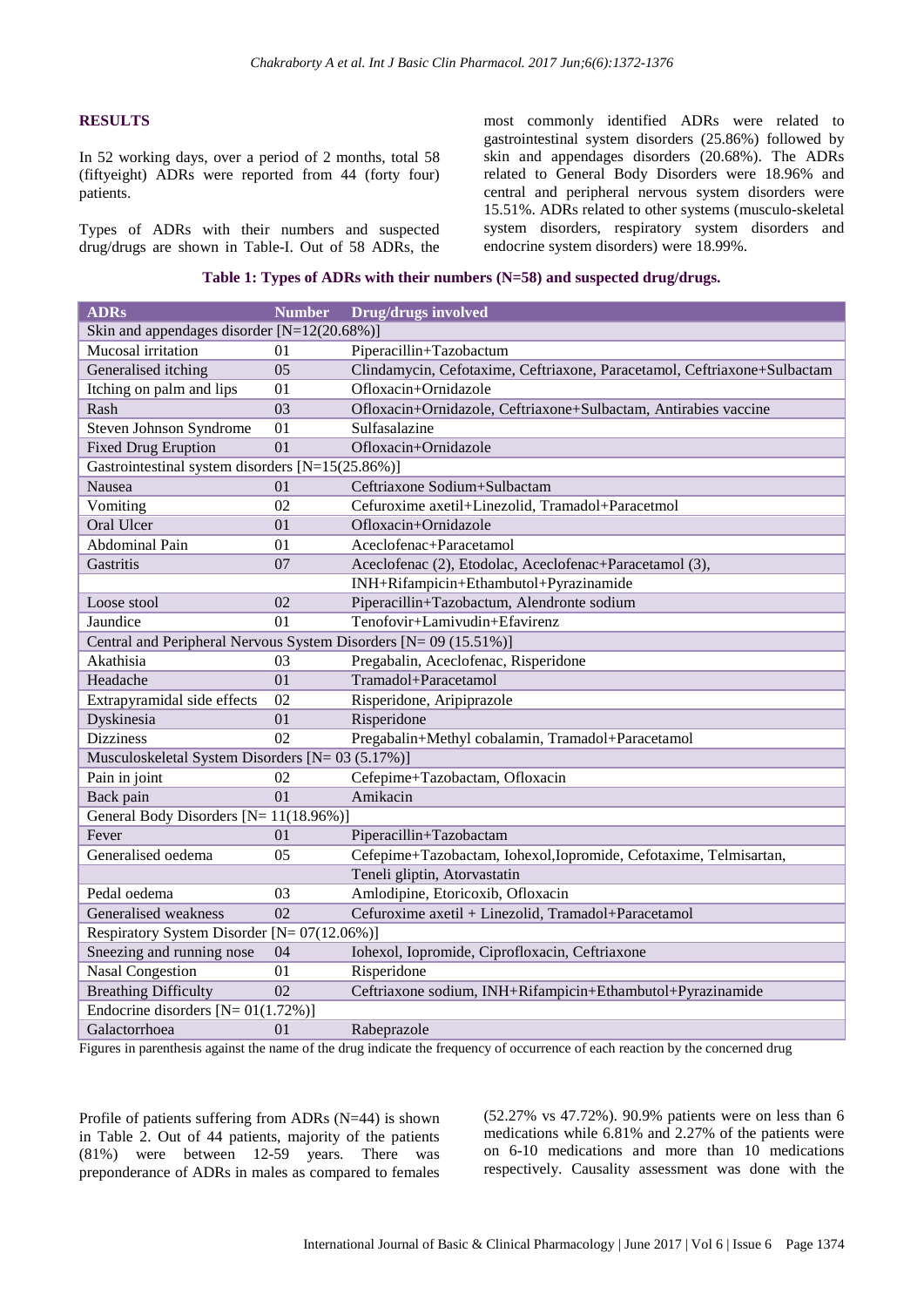## RESULTS

In 52 working days, over a period of 2 months, total 58 (fiftyeight) ADRs were reported from 44 (forty four) patients.

Types of ADRs with their numbers and suspected drug/drugs are shown in Table-I. Out of 58 ADRs, the most commonly identified ADRs were related to gastrointestinal system disorders (25.86%) followed by skin and appendages disorders (20.68%). The ADRs related to General Body Disorders were 18.96% and central and peripheral nervous system disorders were 15.51%. ADRs related to other systems (musculo-skeletal system disorders, respiratory system disorders and endocrine system disorders) were 18.99%.

**Table 1: Types of ADRs with their numbers (N=58) and suspected drug/drugs.**

| ADRs | Number | Drug/drugs involved |
|---|---|---|
| Skin and appendages disorder [N=12(20.68%)] | | |
| Mucosal irritation | 01 | Piperacillin+Tazobactum |
| Generalised itching | 05 | Clindamycin, Cefotaxime, Ceftriaxone, Paracetamol, Ceftriaxone+Sulbactam |
| Itching on palm and lips | 01 | Ofloxacin+Ornidazole |
| Rash | 03 | Ofloxacin+Ornidazole, Ceftriaxone+Sulbactam, Antirabies vaccine |
| Steven Johnson Syndrome | 01 | Sulfasalazine |
| Fixed Drug Eruption | 01 | Ofloxacin+Ornidazole |
| Gastrointestinal system disorders [N=15(25.86%)] | | |
| Nausea | 01 | Ceftriaxone Sodium+Sulbactam |
| Vomiting | 02 | Cefuroxime axetil+Linezolid, Tramadol+Paracetmol |
| Oral Ulcer | 01 | Ofloxacin+Ornidazole |
| Abdominal Pain | 01 | Aceclofenac+Paracetamol |
| Gastritis | 07 | Aceclofenac (2), Etodolac, Aceclofenac+Paracetamol (3), |
| | | INH+Rifampicin+Ethambutol+Pyrazinamide |
| Loose stool | 02 | Piperacillin+Tazobactum, Alendronte sodium |
| Jaundice | 01 | Tenofovir+Lamivudin+Efavirenz |
| Central and Peripheral Nervous System Disorders [N= 09 (15.51%)] | | |
| Akathisia | 03 | Pregabalin, Aceclofenac, Risperidone |
| Headache | 01 | Tramadol+Paracetamol |
| Extrapyramidal side effects | 02 | Risperidone, Aripiprazole |
| Dyskinesia | 01 | Risperidone |
| Dizziness | 02 | Pregabalin+Methyl cobalamin, Tramadol+Paracetamol |
| Musculoskeletal System Disorders [N= 03 (5.17%)] | | |
| Pain in joint | 02 | Cefepime+Tazobactam, Ofloxacin |
| Back pain | 01 | Amikacin |
| General Body Disorders [N= 11(18.96%)] | | |
| Fever | 01 | Piperacillin+Tazobactam |
| Generalised oedema | 05 | Cefepime+Tazobactam, Iohexol,Iopromide, Cefotaxime, Telmisartan, |
| | | Teneli gliptin, Atorvastatin |
| Pedal oedema | 03 | Amlodipine, Etoricoxib, Ofloxacin |
| Generalised weakness | 02 | Cefuroxime axetil + Linezolid, Tramadol+Paracetamol |
| Respiratory System Disorder [N= 07(12.06%)] | | |
| Sneezing and running nose | 04 | Iohexol, Iopromide, Ciprofloxacin, Ceftriaxone |
| Nasal Congestion | 01 | Risperidone |
| Breathing Difficulty | 02 | Ceftriaxone sodium, INH+Rifampicin+Ethambutol+Pyrazinamide |
| Endocrine disorders [N= 01(1.72%)] | | |
| Galactorrhoea | 01 | Rabeprazole |

Figures in parenthesis against the name of the drug indicate the frequency of occurrence of each reaction by the concerned drug

Profile of patients suffering from ADRs (N=44) is shown in Table 2. Out of 44 patients, majority of the patients (81%) were between 12-59 years. There was preponderance of ADRs in males as compared to females (52.27% vs 47.72%). 90.9% patients were on less than 6 medications while 6.81% and 2.27% of the patients were on 6-10 medications and more than 10 medications respectively. Causality assessment was done with the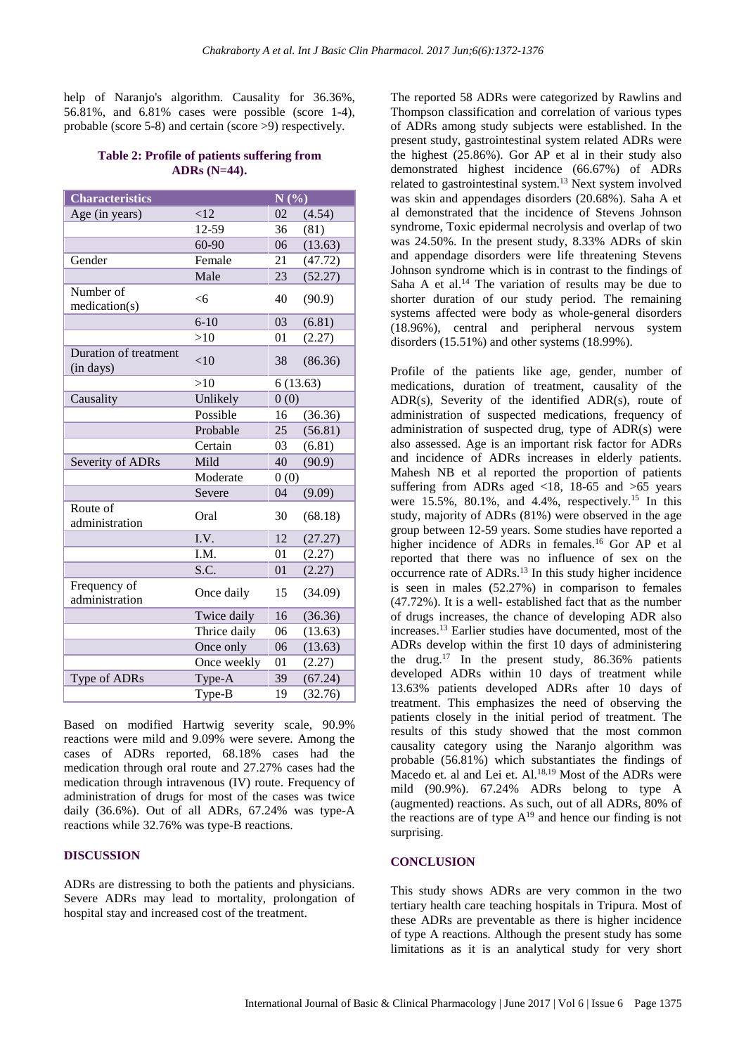help of Naranjo's algorithm. Causality for 36.36%, 56.81%, and 6.81% cases were possible (score 1-4), probable (score 5-8) and certain (score >9) respectively.

**Table 2: Profile of patients suffering from ADRs (N=44).**

| Characteristics | | N (%) |
|---|---|---|
| Age (in years) | <12 | 02 (4.54) |
| | 12-59 | 36 (81) |
| | 60-90 | 06 (13.63) |
| Gender | Female | 21 (47.72) |
| | Male | 23 (52.27) |
| Number of medication(s) | <6 | 40 (90.9) |
| | 6-10 | 03 (6.81) |
| | >10 | 01 (2.27) |
| Duration of treatment (in days) | <10 | 38 (86.36) |
| | >10 | 6 (13.63) |
| Causality | Unlikely | 0 (0) |
| | Possible | 16 (36.36) |
| | Probable | 25 (56.81) |
| | Certain | 03 (6.81) |
| Severity of ADRs | Mild | 40 (90.9) |
| | Moderate | 0 (0) |
| | Severe | 04 (9.09) |
| Route of administration | Oral | 30 (68.18) |
| | I.V. | 12 (27.27) |
| | I.M. | 01 (2.27) |
| | S.C. | 01 (2.27) |
| Frequency of administration | Once daily | 15 (34.09) |
| | Twice daily | 16 (36.36) |
| | Thrice daily | 06 (13.63) |
| | Once only | 06 (13.63) |
| | Once weekly | 01 (2.27) |
| Type of ADRs | Type-A | 39 (67.24) |
| | Type-B | 19 (32.76) |

Based on modified Hartwig severity scale, 90.9% reactions were mild and 9.09% were severe. Among the cases of ADRs reported, 68.18% cases had the medication through oral route and 27.27% cases had the medication through intravenous (IV) route. Frequency of administration of drugs for most of the cases was twice daily (36.6%). Out of all ADRs, 67.24% was type-A reactions while 32.76% was type-B reactions.

## DISCUSSION

ADRs are distressing to both the patients and physicians. Severe ADRs may lead to mortality, prolongation of hospital stay and increased cost of the treatment.

The reported 58 ADRs were categorized by Rawlins and Thompson classification and correlation of various types of ADRs among study subjects were established. In the present study, gastrointestinal system related ADRs were the highest (25.86%). Gor AP et al in their study also demonstrated highest incidence (66.67%) of ADRs related to gastrointestinal system.[13] Next system involved was skin and appendages disorders (20.68%). Saha A et al demonstrated that the incidence of Stevens Johnson syndrome, Toxic epidermal necrolysis and overlap of two was 24.50%. In the present study, 8.33% ADRs of skin and appendage disorders were life threatening Stevens Johnson syndrome which is in contrast to the findings of Saha A et al.[14] The variation of results may be due to shorter duration of our study period. The remaining systems affected were body as whole-general disorders (18.96%), central and peripheral nervous system disorders (15.51%) and other systems (18.99%).

Profile of the patients like age, gender, number of medications, duration of treatment, causality of the ADR(s), Severity of the identified ADR(s), route of administration of suspected medications, frequency of administration of suspected drug, type of ADR(s) were also assessed. Age is an important risk factor for ADRs and incidence of ADRs increases in elderly patients. Mahesh NB et al reported the proportion of patients suffering from ADRs aged <18, 18-65 and >65 years were 15.5%, 80.1%, and 4.4%, respectively.[15] In this study, majority of ADRs (81%) were observed in the age group between 12-59 years. Some studies have reported a higher incidence of ADRs in females.[16] Gor AP et al reported that there was no influence of sex on the occurrence rate of ADRs.[13] In this study higher incidence is seen in males (52.27%) in comparison to females (47.72%). It is a well- established fact that as the number of drugs increases, the chance of developing ADR also increases.[13] Earlier studies have documented, most of the ADRs develop within the first 10 days of administering the drug.[17] In the present study, 86.36% patients developed ADRs within 10 days of treatment while 13.63% patients developed ADRs after 10 days of treatment. This emphasizes the need of observing the patients closely in the initial period of treatment. The results of this study showed that the most common causality category using the Naranjo algorithm was probable (56.81%) which substantiates the findings of Macedo et. al and Lei et. Al.[18,19] Most of the ADRs were mild (90.9%). 67.24% ADRs belong to type A (augmented) reactions. As such, out of all ADRs, 80% of the reactions are of type A[19] and hence our finding is not surprising.

## CONCLUSION

This study shows ADRs are very common in the two tertiary health care teaching hospitals in Tripura. Most of these ADRs are preventable as there is higher incidence of type A reactions. Although the present study has some limitations as it is an analytical study for very short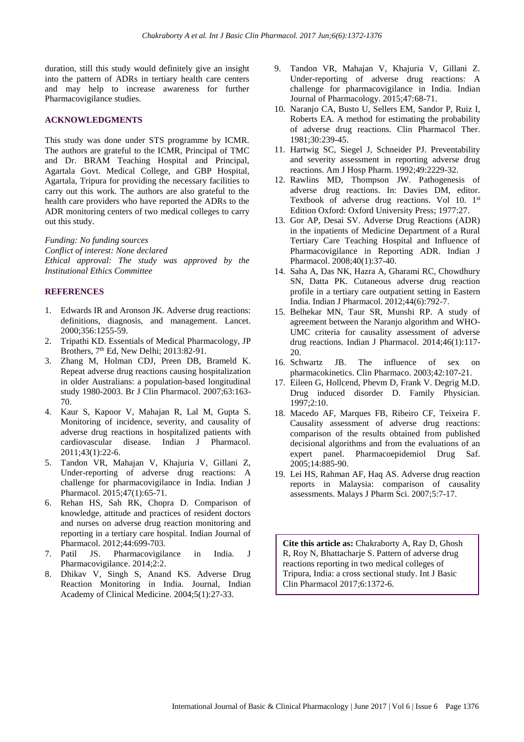duration, still this study would definitely give an insight into the pattern of ADRs in tertiary health care centers and may help to increase awareness for further Pharmacovigilance studies.

## ACKNOWLEDGMENTS

This study was done under STS programme by ICMR. The authors are grateful to the ICMR, Principal of TMC and Dr. BRAM Teaching Hospital and Principal, Agartala Govt. Medical College, and GBP Hospital, Agartala, Tripura for providing the necessary facilities to carry out this work. The authors are also grateful to the health care providers who have reported the ADRs to the ADR monitoring centers of two medical colleges to carry out this study.

*Funding: No funding sources*
*Conflict of interest: None declared*
*Ethical approval: The study was approved by the Institutional Ethics Committee*

## REFERENCES

1. Edwards IR and Aronson JK. Adverse drug reactions: definitions, diagnosis, and management. Lancet. 2000;356:1255-59.
2. Tripathi KD. Essentials of Medical Pharmacology, JP Brothers, 7th Ed, New Delhi; 2013:82-91.
3. Zhang M, Holman CDJ, Preen DB, Brameld K. Repeat adverse drug reactions causing hospitalization in older Australians: a population-based longitudinal study 1980-2003. Br J Clin Pharmacol. 2007;63:163-70.
4. Kaur S, Kapoor V, Mahajan R, Lal M, Gupta S. Monitoring of incidence, severity, and causality of adverse drug reactions in hospitalized patients with cardiovascular disease. Indian J Pharmacol. 2011;43(1):22-6.
5. Tandon VR, Mahajan V, Khajuria V, Gillani Z, Under-reporting of adverse drug reactions: A challenge for pharmacovigilance in India. Indian J Pharmacol. 2015;47(1):65-71.
6. Rehan HS, Sah RK, Chopra D. Comparison of knowledge, attitude and practices of resident doctors and nurses on adverse drug reaction monitoring and reporting in a tertiary care hospital. Indian Journal of Pharmacol. 2012;44:699-703.
7. Patil JS. Pharmacovigilance in India. J Pharmacovigilance. 2014;2:2.
8. Dhikav V, Singh S, Anand KS. Adverse Drug Reaction Monitoring in India. Journal, Indian Academy of Clinical Medicine. 2004;5(1):27-33.
9. Tandon VR, Mahajan V, Khajuria V, Gillani Z. Under-reporting of adverse drug reactions: A challenge for pharmacovigilance in India. Indian Journal of Pharmacology. 2015;47:68-71.
10. Naranjo CA, Busto U, Sellers EM, Sandor P, Ruiz I, Roberts EA. A method for estimating the probability of adverse drug reactions. Clin Pharmacol Ther. 1981;30:239-45.
11. Hartwig SC, Siegel J, Schneider PJ. Preventability and severity assessment in reporting adverse drug reactions. Am J Hosp Pharm. 1992;49:2229-32.
12. Rawlins MD, Thompson JW. Pathogenesis of adverse drug reactions. In: Davies DM, editor. Textbook of adverse drug reactions. Vol 10. 1st Edition Oxford: Oxford University Press; 1977:27.
13. Gor AP, Desai SV. Adverse Drug Reactions (ADR) in the inpatients of Medicine Department of a Rural Tertiary Care Teaching Hospital and Influence of Pharmacovigilance in Reporting ADR. Indian J Pharmacol. 2008;40(1):37-40.
14. Saha A, Das NK, Hazra A, Gharami RC, Chowdhury SN, Datta PK. Cutaneous adverse drug reaction profile in a tertiary care outpatient setting in Eastern India. Indian J Pharmacol. 2012;44(6):792-7.
15. Belhekar MN, Taur SR, Munshi RP. A study of agreement between the Naranjo algorithm and WHO-UMC criteria for causality assessment of adverse drug reactions. Indian J Pharmacol. 2014;46(1):117-20.
16. Schwartz JB. The influence of sex on pharmacokinetics. Clin Pharmaco. 2003;42:107-21.
17. Eileen G, Hollcend, Phevm D, Frank V. Degrig M.D. Drug induced disorder D. Family Physician. 1997;2:10.
18. Macedo AF, Marques FB, Ribeiro CF, Teixeira F. Causality assessment of adverse drug reactions: comparison of the results obtained from published decisional algorithms and from the evaluations of an expert panel. Pharmacoepidemiol Drug Saf. 2005;14:885-90.
19. Lei HS, Rahman AF, Haq AS. Adverse drug reaction reports in Malaysia: comparison of causality assessments. Malays J Pharm Sci. 2007;5:7-17.

**Cite this article as:** Chakraborty A, Ray D, Ghosh R, Roy N, Bhattacharje S. Pattern of adverse drug reactions reporting in two medical colleges of Tripura, India: a cross sectional study. Int J Basic Clin Pharmacol 2017;6:1372-6.